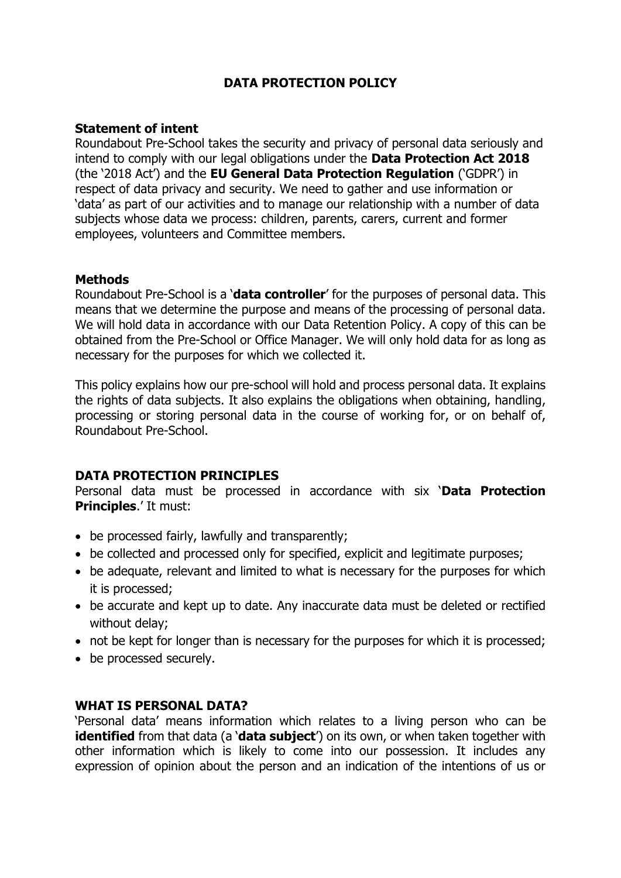# DATA PROTECTION POLICY

### Statement of intent

Roundabout Pre-School takes the security and privacy of personal data seriously and intend to comply with our legal obligations under the **Data Protection Act 2018** (the '2018 Act') and the **EU General Data Protection Regulation** ('GDPR') in respect of data privacy and security. We need to gather and use information or 'data' as part of our activities and to manage our relationship with a number of data subjects whose data we process: children, parents, carers, current and former employees, volunteers and Committee members.

### Methods

Roundabout Pre-School is a '**data controller**' for the purposes of personal data. This means that we determine the purpose and means of the processing of personal data. We will hold data in accordance with our Data Retention Policy. A copy of this can be obtained from the Pre-School or Office Manager. We will only hold data for as long as necessary for the purposes for which we collected it.

This policy explains how our pre-school will hold and process personal data. It explains the rights of data subjects. It also explains the obligations when obtaining, handling, processing or storing personal data in the course of working for, or on behalf of, Roundabout Pre-School.

## DATA PROTECTION PRINCIPLES

Personal data must be processed in accordance with six '**Data Protection Principles**.' It must:

- be processed fairly, lawfully and transparently;
- be collected and processed only for specified, explicit and legitimate purposes;
- be adequate, relevant and limited to what is necessary for the purposes for which it is processed;
- be accurate and kept up to date. Any inaccurate data must be deleted or rectified without delay;
- not be kept for longer than is necessary for the purposes for which it is processed;
- be processed securely.

## WHAT IS PERSONAL DATA?

'Personal data' means information which relates to a living person who can be **identified** from that data (a '**data subject**') on its own, or when taken together with other information which is likely to come into our possession. It includes any expression of opinion about the person and an indication of the intentions of us or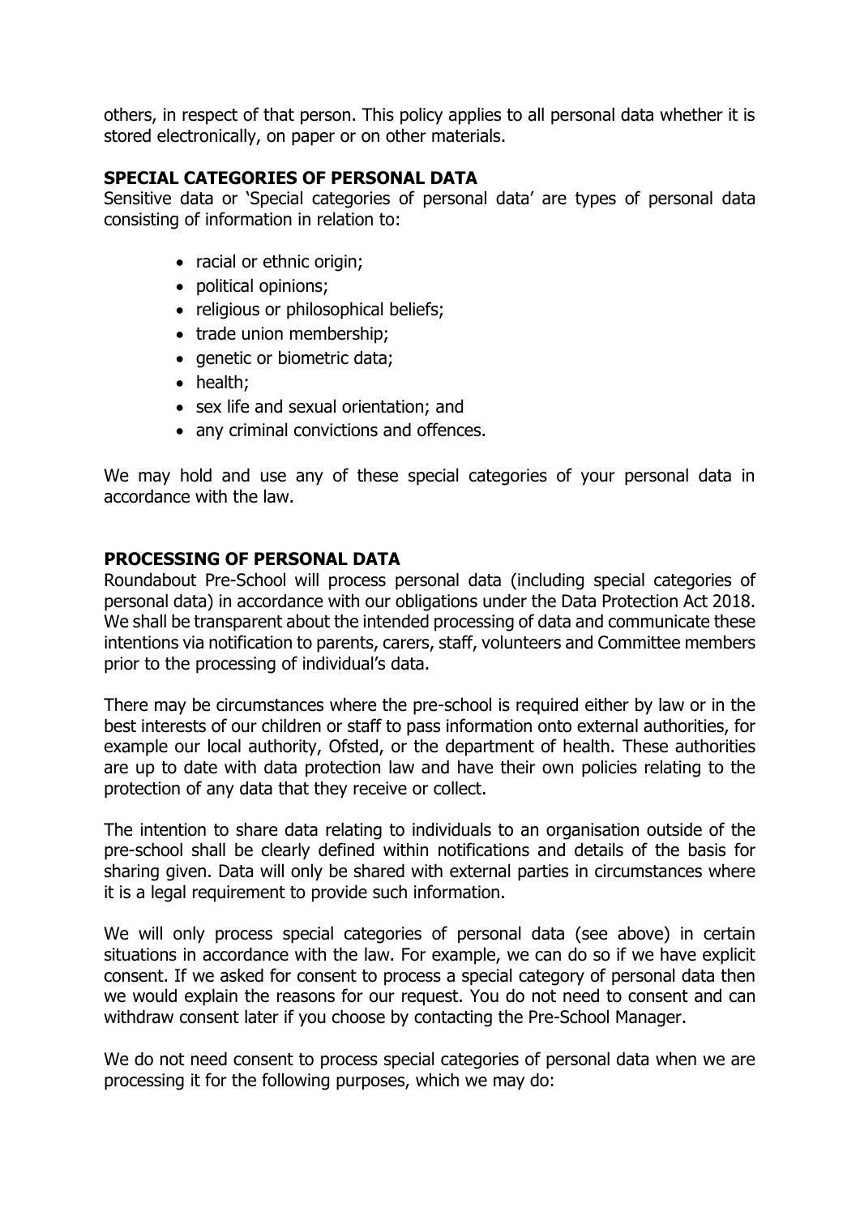others, in respect of that person. This policy applies to all personal data whether it is stored electronically, on paper or on other materials.

**SPECIAL CATEGORIES OF PERSONAL DATA**

Sensitive data or 'Special categories of personal data' are types of personal data consisting of information in relation to:

- racial or ethnic origin;
- political opinions;
- religious or philosophical beliefs;
- trade union membership;
- genetic or biometric data;
- health;
- sex life and sexual orientation; and
- any criminal convictions and offences.

We may hold and use any of these special categories of your personal data in accordance with the law.

**PROCESSING OF PERSONAL DATA**

Roundabout Pre-School will process personal data (including special categories of personal data) in accordance with our obligations under the Data Protection Act 2018. We shall be transparent about the intended processing of data and communicate these intentions via notification to parents, carers, staff, volunteers and Committee members prior to the processing of individual's data.

There may be circumstances where the pre-school is required either by law or in the best interests of our children or staff to pass information onto external authorities, for example our local authority, Ofsted, or the department of health. These authorities are up to date with data protection law and have their own policies relating to the protection of any data that they receive or collect.

The intention to share data relating to individuals to an organisation outside of the pre-school shall be clearly defined within notifications and details of the basis for sharing given. Data will only be shared with external parties in circumstances where it is a legal requirement to provide such information.

We will only process special categories of personal data (see above) in certain situations in accordance with the law. For example, we can do so if we have explicit consent. If we asked for consent to process a special category of personal data then we would explain the reasons for our request. You do not need to consent and can withdraw consent later if you choose by contacting the Pre-School Manager.

We do not need consent to process special categories of personal data when we are processing it for the following purposes, which we may do: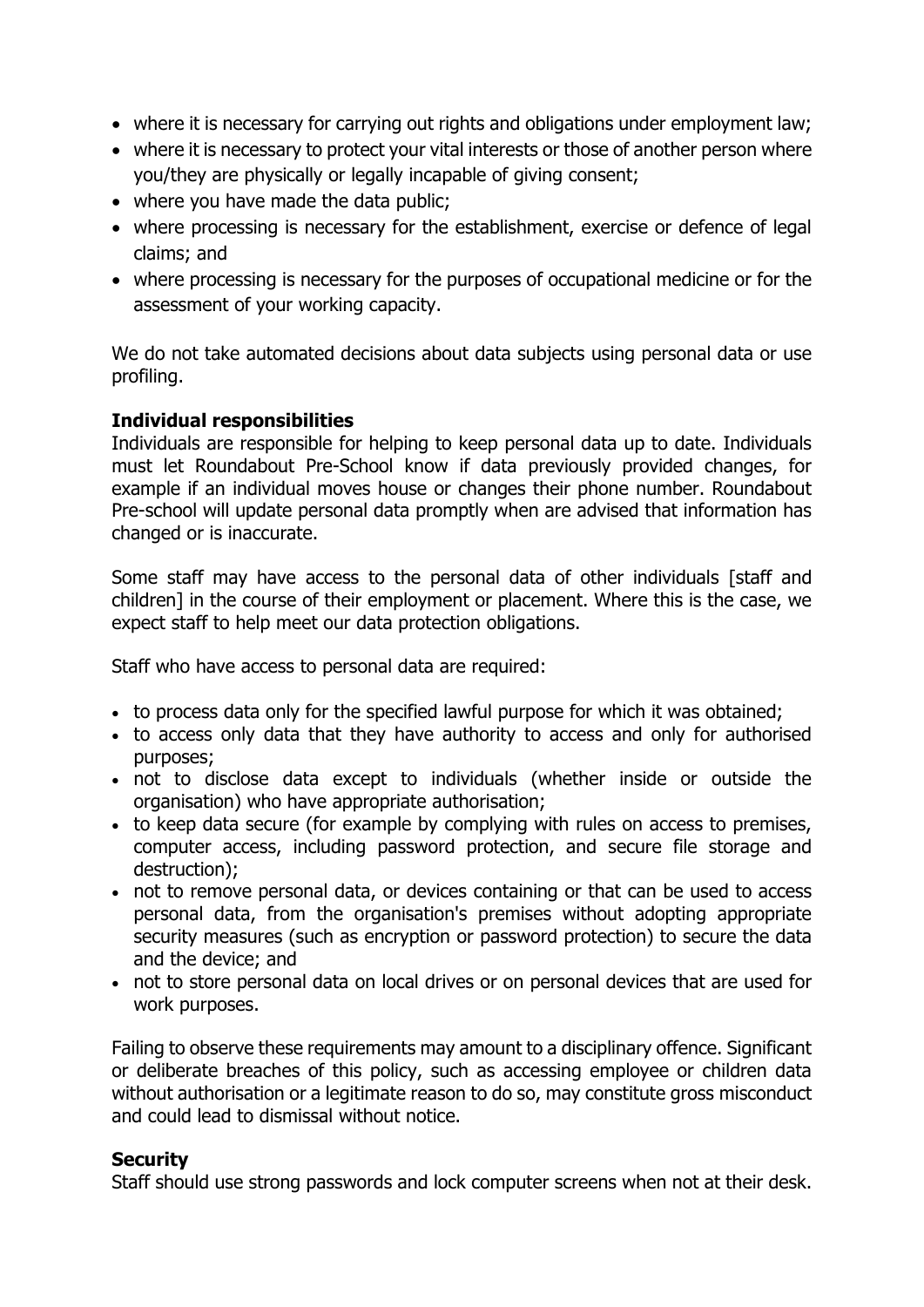- where it is necessary for carrying out rights and obligations under employment law;
- where it is necessary to protect your vital interests or those of another person where you/they are physically or legally incapable of giving consent;
- where you have made the data public;
- where processing is necessary for the establishment, exercise or defence of legal claims; and
- where processing is necessary for the purposes of occupational medicine or for the assessment of your working capacity.

We do not take automated decisions about data subjects using personal data or use profiling.

**Individual responsibilities**
Individuals are responsible for helping to keep personal data up to date. Individuals must let Roundabout Pre-School know if data previously provided changes, for example if an individual moves house or changes their phone number. Roundabout Pre-school will update personal data promptly when are advised that information has changed or is inaccurate.

Some staff may have access to the personal data of other individuals [staff and children] in the course of their employment or placement. Where this is the case, we expect staff to help meet our data protection obligations.

Staff who have access to personal data are required:

- to process data only for the specified lawful purpose for which it was obtained;
- to access only data that they have authority to access and only for authorised purposes;
- not to disclose data except to individuals (whether inside or outside the organisation) who have appropriate authorisation;
- to keep data secure (for example by complying with rules on access to premises, computer access, including password protection, and secure file storage and destruction);
- not to remove personal data, or devices containing or that can be used to access personal data, from the organisation's premises without adopting appropriate security measures (such as encryption or password protection) to secure the data and the device; and
- not to store personal data on local drives or on personal devices that are used for work purposes.

Failing to observe these requirements may amount to a disciplinary offence. Significant or deliberate breaches of this policy, such as accessing employee or children data without authorisation or a legitimate reason to do so, may constitute gross misconduct and could lead to dismissal without notice.

**Security**
Staff should use strong passwords and lock computer screens when not at their desk.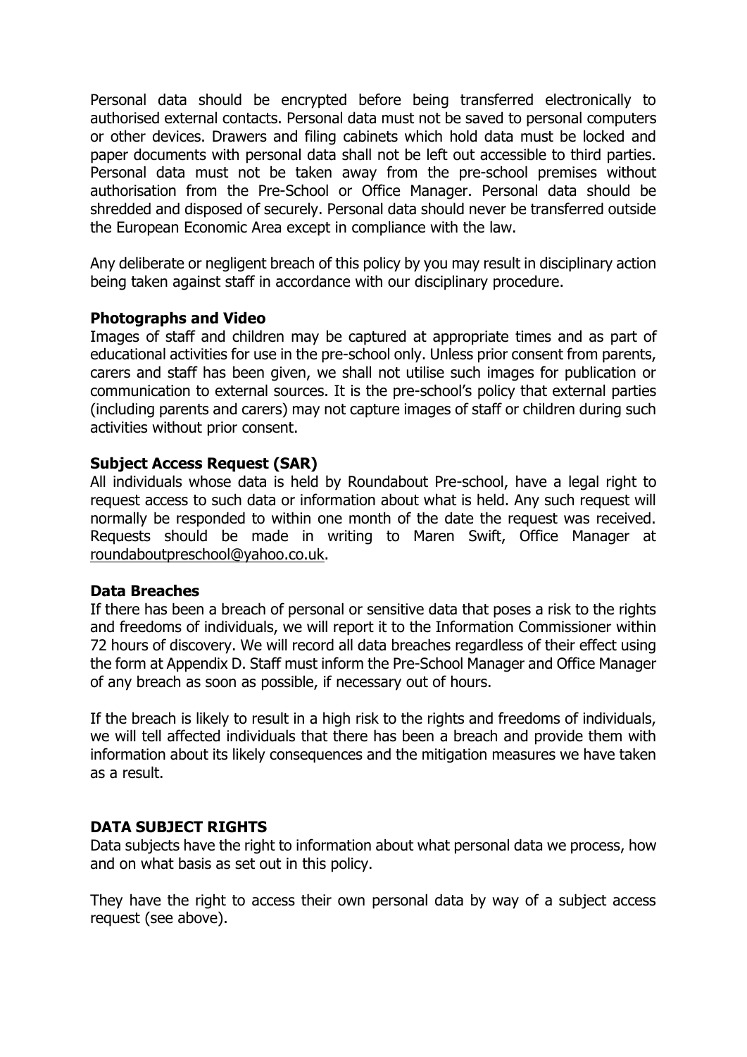Personal data should be encrypted before being transferred electronically to authorised external contacts. Personal data must not be saved to personal computers or other devices. Drawers and filing cabinets which hold data must be locked and paper documents with personal data shall not be left out accessible to third parties. Personal data must not be taken away from the pre-school premises without authorisation from the Pre-School or Office Manager. Personal data should be shredded and disposed of securely. Personal data should never be transferred outside the European Economic Area except in compliance with the law.

Any deliberate or negligent breach of this policy by you may result in disciplinary action being taken against staff in accordance with our disciplinary procedure.

**Photographs and Video**

Images of staff and children may be captured at appropriate times and as part of educational activities for use in the pre-school only. Unless prior consent from parents, carers and staff has been given, we shall not utilise such images for publication or communication to external sources. It is the pre-school's policy that external parties (including parents and carers) may not capture images of staff or children during such activities without prior consent.

**Subject Access Request (SAR)**

All individuals whose data is held by Roundabout Pre-school, have a legal right to request access to such data or information about what is held. Any such request will normally be responded to within one month of the date the request was received. Requests should be made in writing to Maren Swift, Office Manager at roundaboutpreschool@yahoo.co.uk.

**Data Breaches**

If there has been a breach of personal or sensitive data that poses a risk to the rights and freedoms of individuals, we will report it to the Information Commissioner within 72 hours of discovery. We will record all data breaches regardless of their effect using the form at Appendix D. Staff must inform the Pre-School Manager and Office Manager of any breach as soon as possible, if necessary out of hours.

If the breach is likely to result in a high risk to the rights and freedoms of individuals, we will tell affected individuals that there has been a breach and provide them with information about its likely consequences and the mitigation measures we have taken as a result.

**DATA SUBJECT RIGHTS**

Data subjects have the right to information about what personal data we process, how and on what basis as set out in this policy.

They have the right to access their own personal data by way of a subject access request (see above).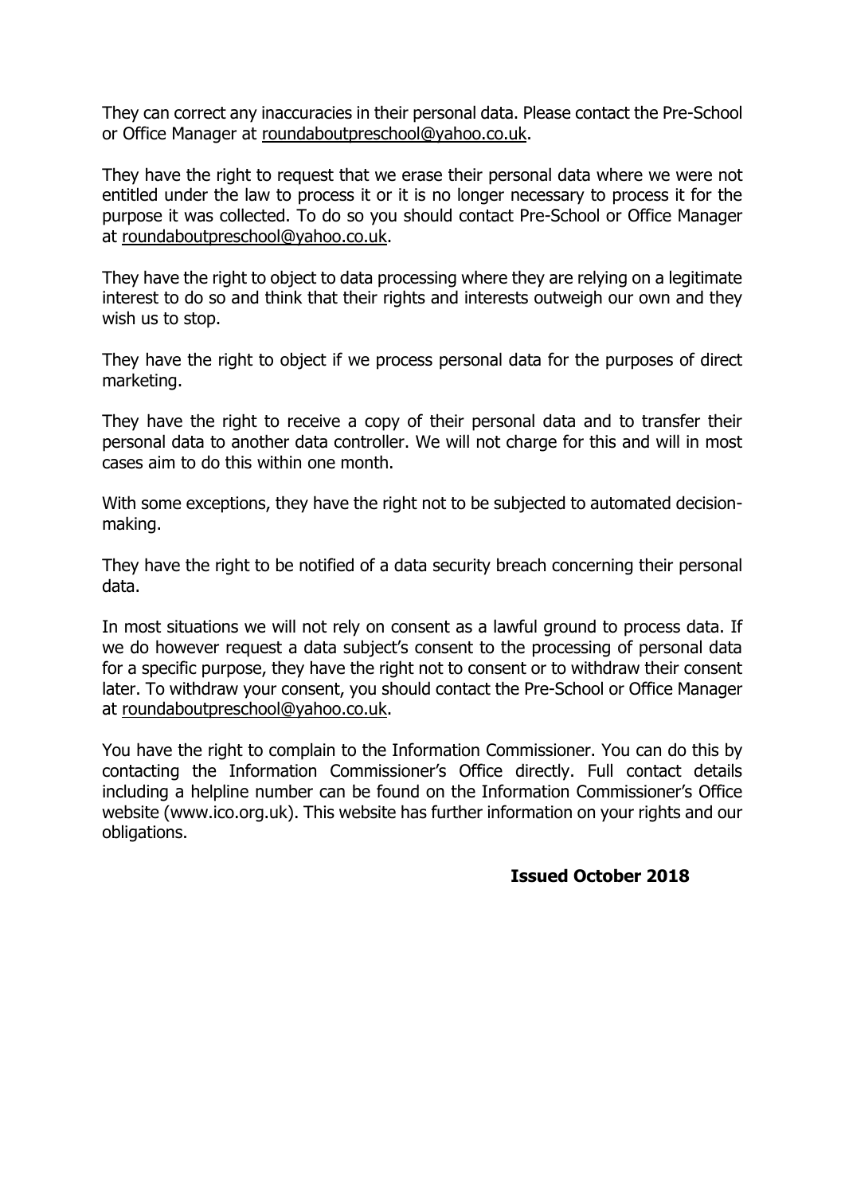They can correct any inaccuracies in their personal data. Please contact the Pre-School or Office Manager at roundaboutpreschool@yahoo.co.uk.

They have the right to request that we erase their personal data where we were not entitled under the law to process it or it is no longer necessary to process it for the purpose it was collected. To do so you should contact Pre-School or Office Manager at roundaboutpreschool@yahoo.co.uk.

They have the right to object to data processing where they are relying on a legitimate interest to do so and think that their rights and interests outweigh our own and they wish us to stop.

They have the right to object if we process personal data for the purposes of direct marketing.

They have the right to receive a copy of their personal data and to transfer their personal data to another data controller. We will not charge for this and will in most cases aim to do this within one month.

With some exceptions, they have the right not to be subjected to automated decision-making.

They have the right to be notified of a data security breach concerning their personal data.

In most situations we will not rely on consent as a lawful ground to process data. If we do however request a data subject's consent to the processing of personal data for a specific purpose, they have the right not to consent or to withdraw their consent later. To withdraw your consent, you should contact the Pre-School or Office Manager at roundaboutpreschool@yahoo.co.uk.

You have the right to complain to the Information Commissioner. You can do this by contacting the Information Commissioner's Office directly. Full contact details including a helpline number can be found on the Information Commissioner's Office website (www.ico.org.uk). This website has further information on your rights and our obligations.

**Issued October 2018**